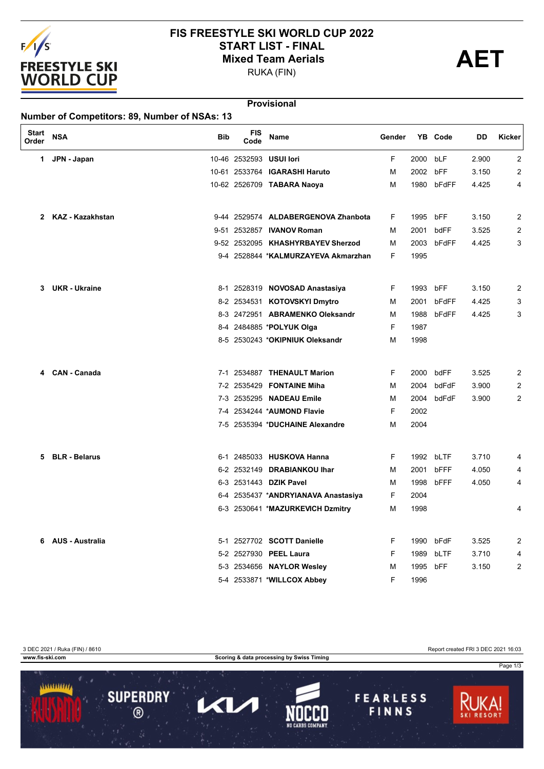# FIS FREESTYLE SKI WORLD CUP 2022

## START LIST - FINAL

## Mixed Team Aerials

RUKA (FIN)

**AET**

**Provisional**

**Number of Competitors: 89, Number of NSAs: 13**

| Start Order | NSA | Bib | FIS Code | Name | Gender | YB | Code | DD | Kicker |
|---|---|---|---|---|---|---|---|---|---|
| 1 | JPN - Japan | 10-46 | 2532593 | USUI Iori | F | 2000 | bLF | 2.900 | 2 |
| | | 10-61 | 2533764 | IGARASHI Haruto | M | 2002 | bFF | 3.150 | 2 |
| | | 10-62 | 2526709 | TABARA Naoya | M | 1980 | bFdFF | 4.425 | 4 |
| 2 | KAZ - Kazakhstan | 9-44 | 2529574 | ALDABERGENOVA Zhanbota | F | 1995 | bFF | 3.150 | 2 |
| | | 9-51 | 2532857 | IVANOV Roman | M | 2001 | bdFF | 3.525 | 2 |
| | | 9-52 | 2532095 | KHASHYRBAYEV Sherzod | M | 2003 | bFdFF | 4.425 | 3 |
| | | 9-4 | 2528844 | *KALMURZAYEVA Akmarzhan | F | 1995 | | | |
| 3 | UKR - Ukraine | 8-1 | 2528319 | NOVOSAD Anastasiya | F | 1993 | bFF | 3.150 | 2 |
| | | 8-2 | 2534531 | KOTOVSKYI Dmytro | M | 2001 | bFdFF | 4.425 | 3 |
| | | 8-3 | 2472951 | ABRAMENKO Oleksandr | M | 1988 | bFdFF | 4.425 | 3 |
| | | 8-4 | 2484885 | *POLYUK Olga | F | 1987 | | | |
| | | 8-5 | 2530243 | *OKIPNIUK Oleksandr | M | 1998 | | | |
| 4 | CAN - Canada | 7-1 | 2534887 | THENAULT Marion | F | 2000 | bdFF | 3.525 | 2 |
| | | 7-2 | 2535429 | FONTAINE Miha | M | 2004 | bdFdF | 3.900 | 2 |
| | | 7-3 | 2535295 | NADEAU Emile | M | 2004 | bdFdF | 3.900 | 2 |
| | | 7-4 | 2534244 | *AUMOND Flavie | F | 2002 | | | |
| | | 7-5 | 2535394 | *DUCHAINE Alexandre | M | 2004 | | | |
| 5 | BLR - Belarus | 6-1 | 2485033 | HUSKOVA Hanna | F | 1992 | bLTF | 3.710 | 4 |
| | | 6-2 | 2532149 | DRABIANKOU Ihar | M | 2001 | bFFF | 4.050 | 4 |
| | | 6-3 | 2531443 | DZIK Pavel | M | 1998 | bFFF | 4.050 | 4 |
| | | 6-4 | 2535437 | *ANDRYIANAVA Anastasiya | F | 2004 | | | |
| | | 6-3 | 2530641 | *MAZURKEVICH Dzmitry | M | 1998 | | | 4 |
| 6 | AUS - Australia | 5-1 | 2527702 | SCOTT Danielle | F | 1990 | bFdF | 3.525 | 2 |
| | | 5-2 | 2527930 | PEEL Laura | F | 1989 | bLTF | 3.710 | 4 |
| | | 5-3 | 2534656 | NAYLOR Wesley | M | 1995 | bFF | 3.150 | 2 |
| | | 5-4 | 2533871 | *WILLCOX Abbey | F | 1996 | | | |

3 DEC 2021 / Ruka (FIN) / 8610

Report created FRI 3 DEC 2021 16:03

www.fis-ski.com

Scoring & data processing by Swiss Timing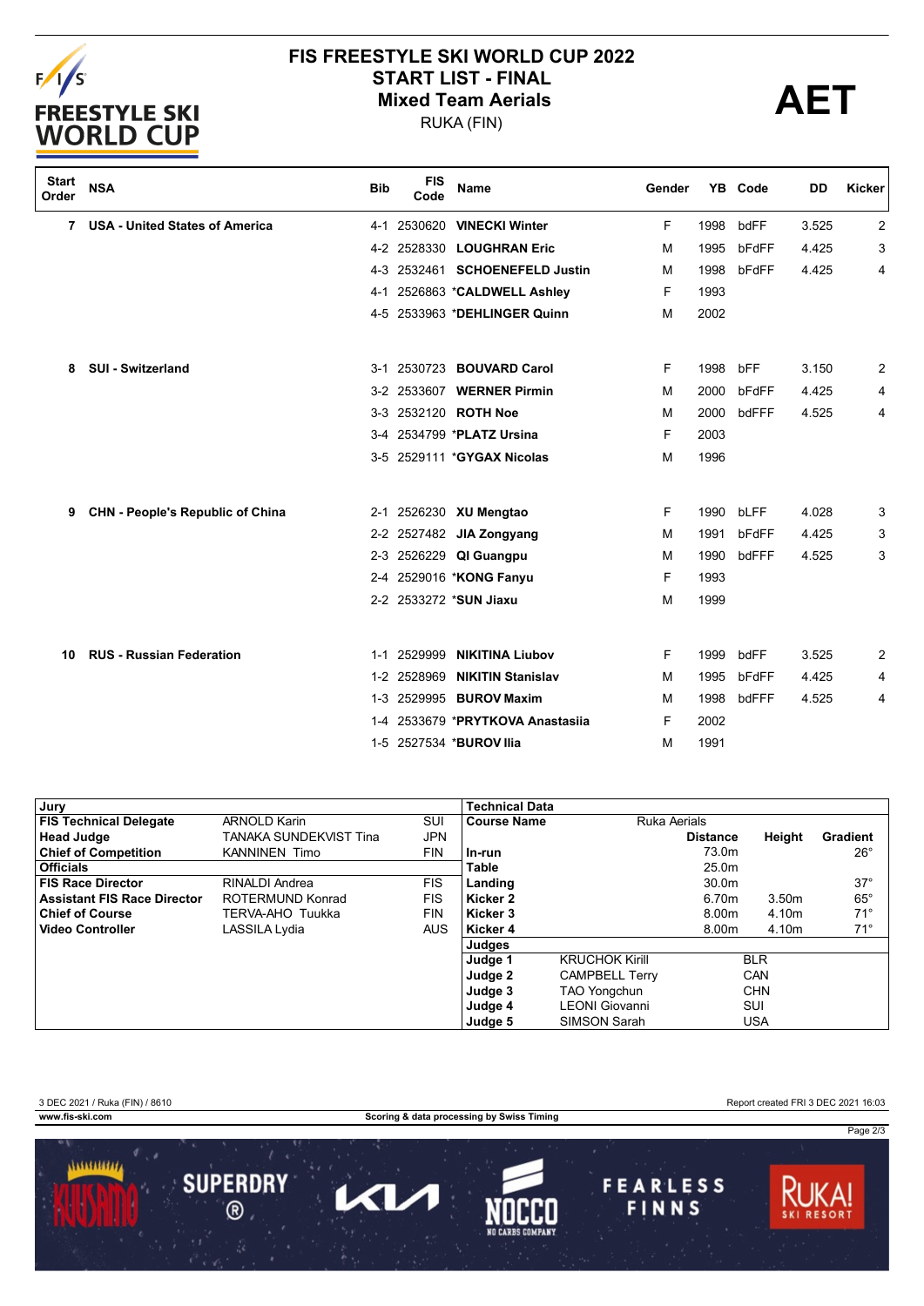# FIS FREESTYLE SKI WORLD CUP 2022

## START LIST - FINAL

## Mixed Team Aerials

RUKA (FIN)

**AET**

| Start Order | NSA | Bib | FIS Code | Name | Gender | YB | Code | DD | Kicker |
|---|---|---|---|---|---|---|---|---|---|
| 7 | USA - United States of America | 4-1 | 2530620 | **VINECKI Winter** | F | 1998 | bdFF | 3.525 | 2 |
| | | 4-2 | 2528330 | **LOUGHRAN Eric** | M | 1995 | bFdFF | 4.425 | 3 |
| | | 4-3 | 2532461 | **SCHOENEFELD Justin** | M | 1998 | bFdFF | 4.425 | 4 |
| | | 4-1 | 2526863 | ***CALDWELL Ashley** | F | 1993 | | | |
| | | 4-5 | 2533963 | ***DEHLINGER Quinn** | M | 2002 | | | |
| 8 | SUI - Switzerland | 3-1 | 2530723 | **BOUVARD Carol** | F | 1998 | bFF | 3.150 | 2 |
| | | 3-2 | 2533607 | **WERNER Pirmin** | M | 2000 | bFdFF | 4.425 | 4 |
| | | 3-3 | 2532120 | **ROTH Noe** | M | 2000 | bdFFF | 4.525 | 4 |
| | | 3-4 | 2534799 | ***PLATZ Ursina** | F | 2003 | | | |
| | | 3-5 | 2529111 | ***GYGAX Nicolas** | M | 1996 | | | |
| 9 | CHN - People's Republic of China | 2-1 | 2526230 | **XU Mengtao** | F | 1990 | bLFF | 4.028 | 3 |
| | | 2-2 | 2527482 | **JIA Zongyang** | M | 1991 | bFdFF | 4.425 | 3 |
| | | 2-3 | 2526229 | **QI Guangpu** | M | 1990 | bdFFF | 4.525 | 3 |
| | | 2-4 | 2529016 | ***KONG Fanyu** | F | 1993 | | | |
| | | 2-2 | 2533272 | ***SUN Jiaxu** | M | 1999 | | | |
| 10 | RUS - Russian Federation | 1-1 | 2529999 | **NIKITINA Liubov** | F | 1999 | bdFF | 3.525 | 2 |
| | | 1-2 | 2528969 | **NIKITIN Stanislav** | M | 1995 | bFdFF | 4.425 | 4 |
| | | 1-3 | 2529995 | **BUROV Maxim** | M | 1998 | bdFFF | 4.525 | 4 |
| | | 1-4 | 2533679 | ***PRYTKOVA Anastasiia** | F | 2002 | | | |
| | | 1-5 | 2527534 | ***BUROV Ilia** | M | 1991 | | | |

| Jury | | |
|---|---|---|
| **FIS Technical Delegate** | ARNOLD Karin | SUI |
| **Head Judge** | TANAKA SUNDEKVIST Tina | JPN |
| **Chief of Competition** | KANNINEN Timo | FIN |
| **Officials** | | |
| **FIS Race Director** | RINALDI Andrea | FIS |
| **Assistant FIS Race Director** | ROTERMUND Konrad | FIS |
| **Chief of Course** | TERVA-AHO Tuukka | FIN |
| **Video Controller** | LASSILA Lydia | AUS |

| Technical Data | | | |
|---|---|---|---|
| **Course Name** | Ruka Aerials | | |
| | **Distance** | **Height** | **Gradient** |
| **In-run** | 73.0m | | 26° |
| **Table** | 25.0m | | |
| **Landing** | 30.0m | | 37° |
| **Kicker 2** | 6.70m | 3.50m | 65° |
| **Kicker 3** | 8.00m | 4.10m | 71° |
| **Kicker 4** | 8.00m | 4.10m | 71° |

| Judges | | |
|---|---|---|
| **Judge 1** | KRUCHOK Kirill | BLR |
| **Judge 2** | CAMPBELL Terry | CAN |
| **Judge 3** | TAO Yongchun | CHN |
| **Judge 4** | LEONI Giovanni | SUI |
| **Judge 5** | SIMSON Sarah | USA |

3 DEC 2021 / Ruka (FIN) / 8610

Report created FRI 3 DEC 2021 16:03

www.fis-ski.com

Scoring & data processing by Swiss Timing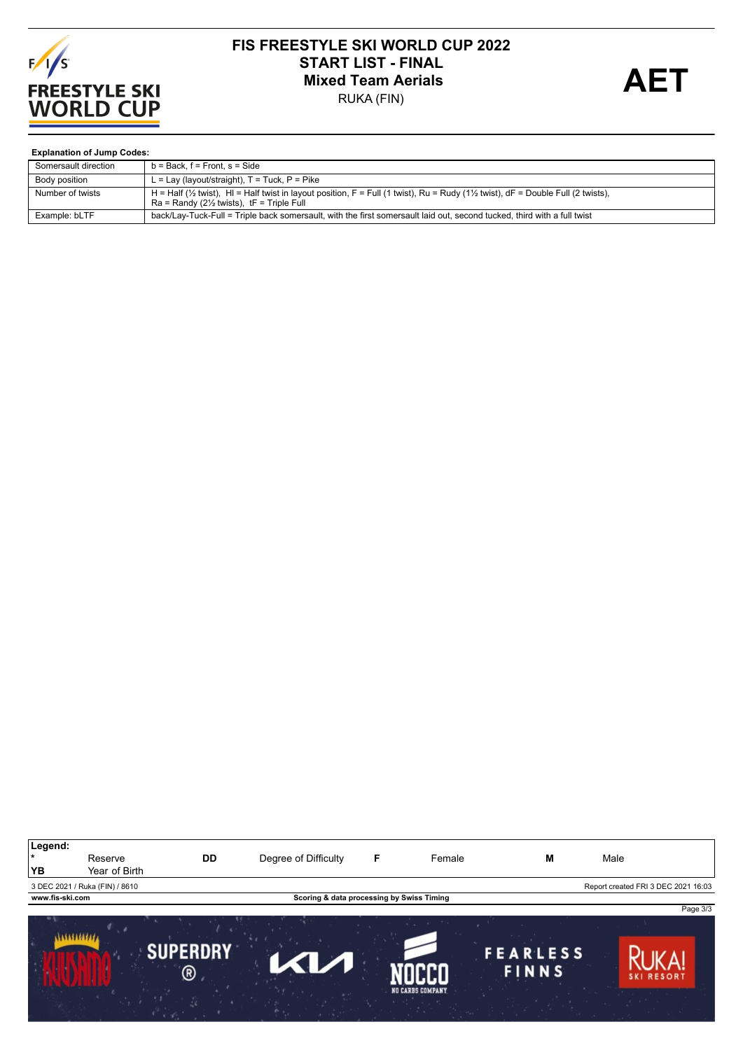# FIS FREESTYLE SKI WORLD CUP 2022

## START LIST - FINAL

## Mixed Team Aerials

RUKA (FIN)

**AET**

**Explanation of Jump Codes:**

| | |
|---|---|
| Somersault direction | b = Back, f = Front, s = Side |
| Body position | L = Lay (layout/straight), T = Tuck, P = Pike |
| Number of twists | H = Half (½ twist), Hl = Half twist in layout position, F = Full (1 twist), Ru = Rudy (1½ twist), dF = Double Full (2 twists), Ra = Randy (2½ twists), tF = Triple Full |
| Example: bLTF | back/Lay-Tuck-Full = Triple back somersault, with the first somersault laid out, second tucked, third with a full twist |

**Legend:**

| | | | | | | | |
|---|---|---|---|---|---|---|---|
| * | Reserve | DD | Degree of Difficulty | F | Female | M | Male |
| YB | Year of Birth | | | | | | |

3 DEC 2021 / Ruka (FIN) / 8610

Report created FRI 3 DEC 2021 16:03

www.fis-ski.com

Scoring & data processing by Swiss Timing